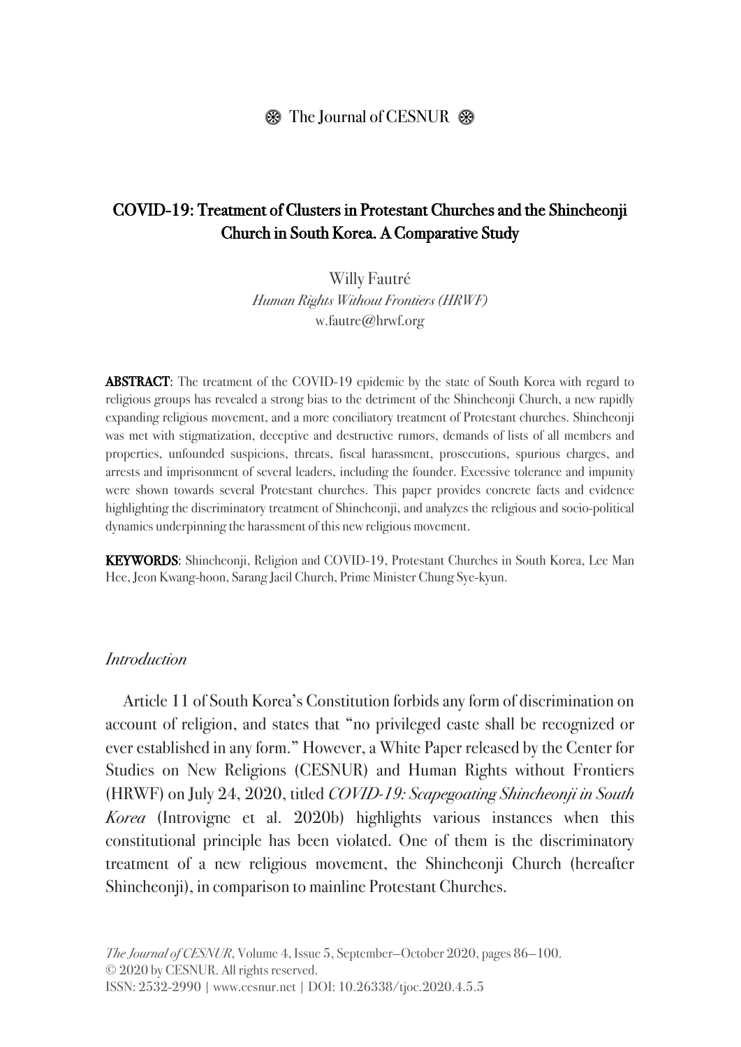# COVID-19: Treatment of Clusters in Protestant Churches and the Shincheonji Church in South Korea. A Comparative Study

Willy Fautré
*Human Rights Without Frontiers (HRWF)*
w.fautre@hrwf.org

**ABSTRACT**: The treatment of the COVID-19 epidemic by the state of South Korea with regard to religious groups has revealed a strong bias to the detriment of the Shincheonji Church, a new rapidly expanding religious movement, and a more conciliatory treatment of Protestant churches. Shincheonji was met with stigmatization, deceptive and destructive rumors, demands of lists of all members and properties, unfounded suspicions, threats, fiscal harassment, prosecutions, spurious charges, and arrests and imprisonment of several leaders, including the founder. Excessive tolerance and impunity were shown towards several Protestant churches. This paper provides concrete facts and evidence highlighting the discriminatory treatment of Shincheonji, and analyzes the religious and socio-political dynamics underpinning the harassment of this new religious movement.

**KEYWORDS**: Shincheonji, Religion and COVID-19, Protestant Churches in South Korea, Lee Man Hee, Jeon Kwang-hoon, Sarang Jaeil Church, Prime Minister Chung Sye-kyun.

## *Introduction*

Article 11 of South Korea's Constitution forbids any form of discrimination on account of religion, and states that "no privileged caste shall be recognized or ever established in any form." However, a White Paper released by the Center for Studies on New Religions (CESNUR) and Human Rights without Frontiers (HRWF) on July 24, 2020, titled *COVID-19: Scapegoating Shincheonji in South Korea* (Introvigne et al. 2020b) highlights various instances when this constitutional principle has been violated. One of them is the discriminatory treatment of a new religious movement, the Shincheonji Church (hereafter Shincheonji), in comparison to mainline Protestant Churches.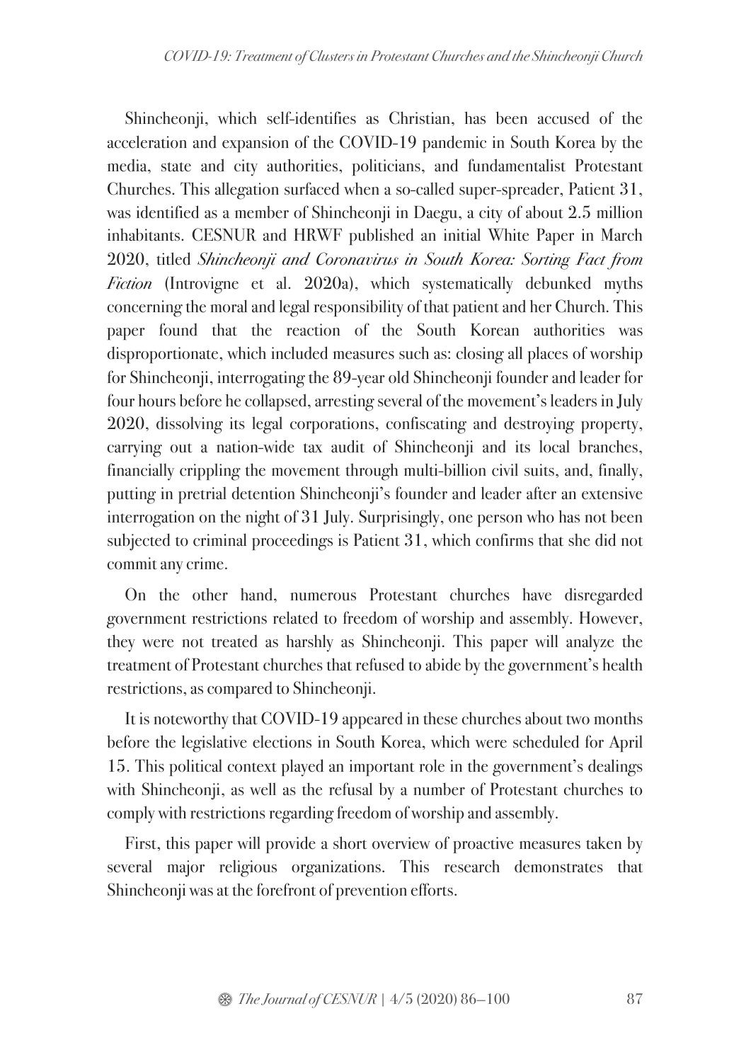Shincheonji, which self-identifies as Christian, has been accused of the acceleration and expansion of the COVID-19 pandemic in South Korea by the media, state and city authorities, politicians, and fundamentalist Protestant Churches. This allegation surfaced when a so-called super-spreader, Patient 31, was identified as a member of Shincheonji in Daegu, a city of about 2.5 million inhabitants. CESNUR and HRWF published an initial White Paper in March 2020, titled *Shincheonji and Coronavirus in South Korea: Sorting Fact from Fiction* (Introvigne et al. 2020a), which systematically debunked myths concerning the moral and legal responsibility of that patient and her Church. This paper found that the reaction of the South Korean authorities was disproportionate, which included measures such as: closing all places of worship for Shincheonji, interrogating the 89-year old Shincheonji founder and leader for four hours before he collapsed, arresting several of the movement's leaders in July 2020, dissolving its legal corporations, confiscating and destroying property, carrying out a nation-wide tax audit of Shincheonji and its local branches, financially crippling the movement through multi-billion civil suits, and, finally, putting in pretrial detention Shincheonji's founder and leader after an extensive interrogation on the night of 31 July. Surprisingly, one person who has not been subjected to criminal proceedings is Patient 31, which confirms that she did not commit any crime.

On the other hand, numerous Protestant churches have disregarded government restrictions related to freedom of worship and assembly. However, they were not treated as harshly as Shincheonji. This paper will analyze the treatment of Protestant churches that refused to abide by the government's health restrictions, as compared to Shincheonji.

It is noteworthy that COVID-19 appeared in these churches about two months before the legislative elections in South Korea, which were scheduled for April 15. This political context played an important role in the government's dealings with Shincheonji, as well as the refusal by a number of Protestant churches to comply with restrictions regarding freedom of worship and assembly.

First, this paper will provide a short overview of proactive measures taken by several major religious organizations. This research demonstrates that Shincheonji was at the forefront of prevention efforts.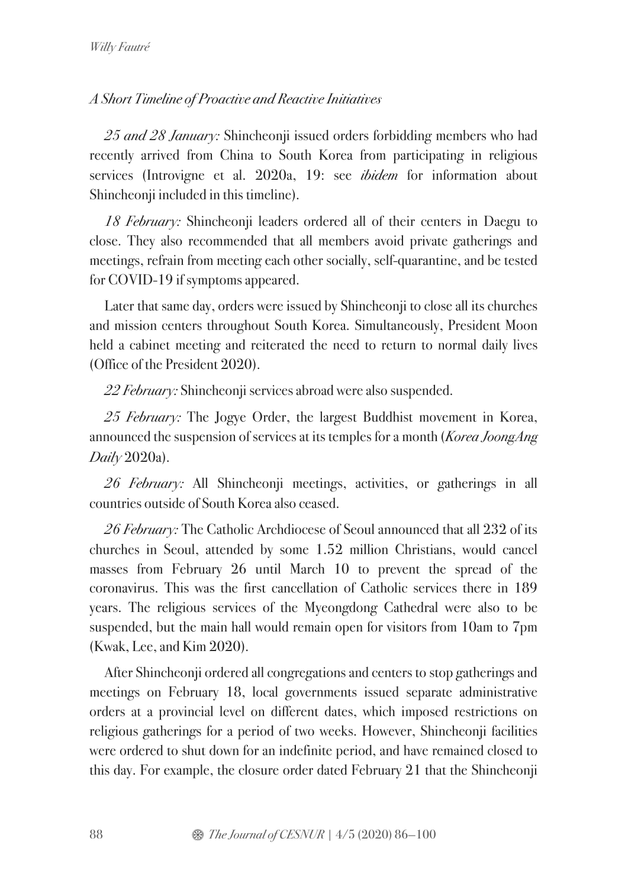### *A Short Timeline of Proactive and Reactive Initiatives*

*25 and 28 January:* Shincheonji issued orders forbidding members who had recently arrived from China to South Korea from participating in religious services (Introvigne et al. 2020a, 19: see *ibidem* for information about Shincheonji included in this timeline).

*18 February:* Shincheonji leaders ordered all of their centers in Daegu to close. They also recommended that all members avoid private gatherings and meetings, refrain from meeting each other socially, self-quarantine, and be tested for COVID-19 if symptoms appeared.

Later that same day, orders were issued by Shincheonji to close all its churches and mission centers throughout South Korea. Simultaneously, President Moon held a cabinet meeting and reiterated the need to return to normal daily lives (Office of the President 2020).

*22 February:* Shincheonji services abroad were also suspended.

*25 February:* The Jogye Order, the largest Buddhist movement in Korea, announced the suspension of services at its temples for a month (*Korea JoongAng Daily* 2020a).

*26 February:* All Shincheonji meetings, activities, or gatherings in all countries outside of South Korea also ceased.

*26 February:* The Catholic Archdiocese of Seoul announced that all 232 of its churches in Seoul, attended by some 1.52 million Christians, would cancel masses from February 26 until March 10 to prevent the spread of the coronavirus. This was the first cancellation of Catholic services there in 189 years. The religious services of the Myeongdong Cathedral were also to be suspended, but the main hall would remain open for visitors from 10am to 7pm (Kwak, Lee, and Kim 2020).

After Shincheonji ordered all congregations and centers to stop gatherings and meetings on February 18, local governments issued separate administrative orders at a provincial level on different dates, which imposed restrictions on religious gatherings for a period of two weeks. However, Shincheonji facilities were ordered to shut down for an indefinite period, and have remained closed to this day. For example, the closure order dated February 21 that the Shincheonji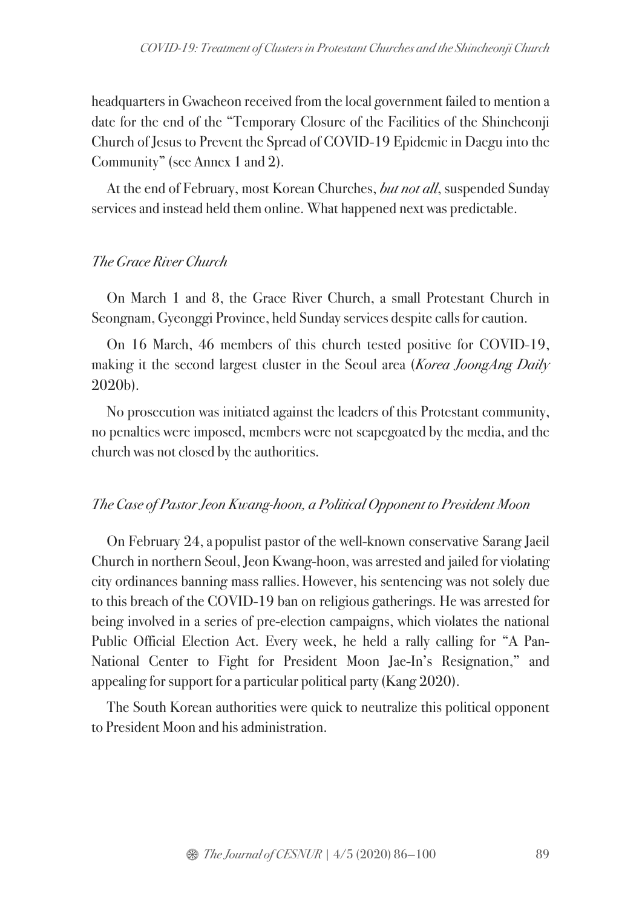headquarters in Gwacheon received from the local government failed to mention a date for the end of the "Temporary Closure of the Facilities of the Shincheonji Church of Jesus to Prevent the Spread of COVID-19 Epidemic in Daegu into the Community" (see Annex 1 and 2).

At the end of February, most Korean Churches, *but not all*, suspended Sunday services and instead held them online. What happened next was predictable.

### *The Grace River Church*

On March 1 and 8, the Grace River Church, a small Protestant Church in Seongnam, Gyeonggi Province, held Sunday services despite calls for caution.

On 16 March, 46 members of this church tested positive for COVID-19, making it the second largest cluster in the Seoul area (*Korea JoongAng Daily* 2020b).

No prosecution was initiated against the leaders of this Protestant community, no penalties were imposed, members were not scapegoated by the media, and the church was not closed by the authorities.

### *The Case of Pastor Jeon Kwang-hoon, a Political Opponent to President Moon*

On February 24, a populist pastor of the well-known conservative Sarang Jaeil Church in northern Seoul, Jeon Kwang-hoon, was arrested and jailed for violating city ordinances banning mass rallies. However, his sentencing was not solely due to this breach of the COVID-19 ban on religious gatherings. He was arrested for being involved in a series of pre-election campaigns, which violates the national Public Official Election Act. Every week, he held a rally calling for "A Pan-National Center to Fight for President Moon Jae-In's Resignation," and appealing for support for a particular political party (Kang 2020).

The South Korean authorities were quick to neutralize this political opponent to President Moon and his administration.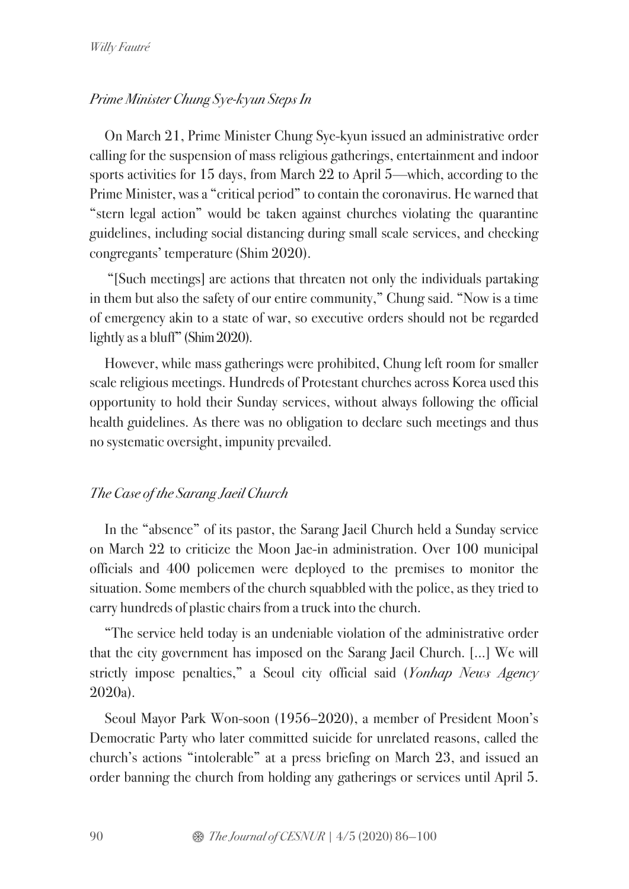### *Prime Minister Chung Sye-kyun Steps In*

On March 21, Prime Minister Chung Sye-kyun issued an administrative order calling for the suspension of mass religious gatherings, entertainment and indoor sports activities for 15 days, from March 22 to April 5—which, according to the Prime Minister, was a "critical period" to contain the coronavirus. He warned that "stern legal action" would be taken against churches violating the quarantine guidelines, including social distancing during small scale services, and checking congregants' temperature (Shim 2020).

"[Such meetings] are actions that threaten not only the individuals partaking in them but also the safety of our entire community," Chung said. "Now is a time of emergency akin to a state of war, so executive orders should not be regarded lightly as a bluff" (Shim 2020).

However, while mass gatherings were prohibited, Chung left room for smaller scale religious meetings. Hundreds of Protestant churches across Korea used this opportunity to hold their Sunday services, without always following the official health guidelines. As there was no obligation to declare such meetings and thus no systematic oversight, impunity prevailed.

### *The Case of the Sarang Jaeil Church*

In the "absence" of its pastor, the Sarang Jaeil Church held a Sunday service on March 22 to criticize the Moon Jae-in administration. Over 100 municipal officials and 400 policemen were deployed to the premises to monitor the situation. Some members of the church squabbled with the police, as they tried to carry hundreds of plastic chairs from a truck into the church.

"The service held today is an undeniable violation of the administrative order that the city government has imposed on the Sarang Jaeil Church. [...] We will strictly impose penalties," a Seoul city official said (*Yonhap News Agency* 2020a).

Seoul Mayor Park Won-soon (1956–2020), a member of President Moon's Democratic Party who later committed suicide for unrelated reasons, called the church's actions "intolerable" at a press briefing on March 23, and issued an order banning the church from holding any gatherings or services until April 5.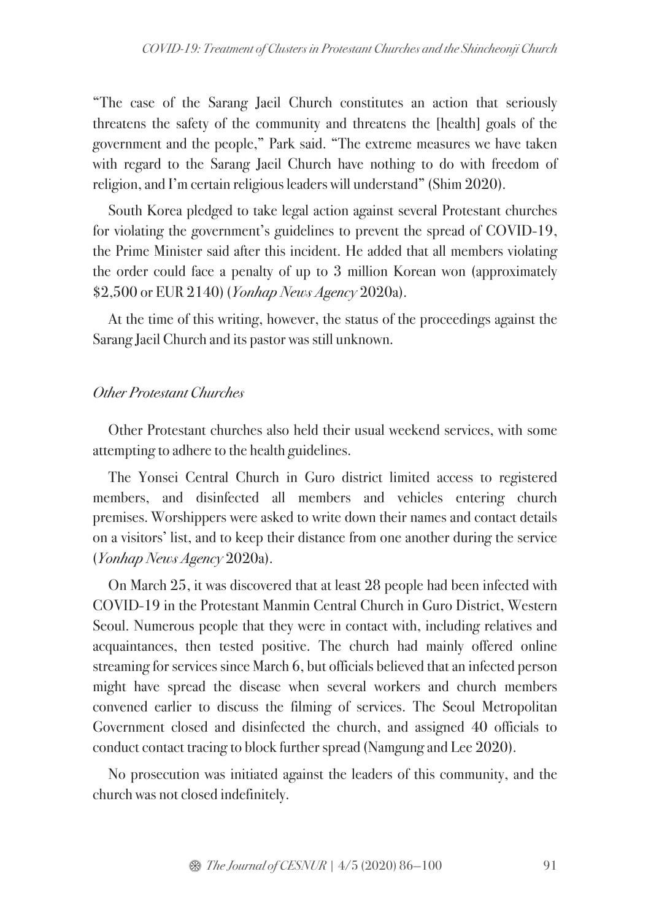"The case of the Sarang Jaeil Church constitutes an action that seriously threatens the safety of the community and threatens the [health] goals of the government and the people," Park said. "The extreme measures we have taken with regard to the Sarang Jaeil Church have nothing to do with freedom of religion, and I'm certain religious leaders will understand" (Shim 2020).

South Korea pledged to take legal action against several Protestant churches for violating the government's guidelines to prevent the spread of COVID-19, the Prime Minister said after this incident. He added that all members violating the order could face a penalty of up to 3 million Korean won (approximately $2,500 or EUR 2140) (*Yonhap News Agency* 2020a).

At the time of this writing, however, the status of the proceedings against the Sarang Jaeil Church and its pastor was still unknown.

### *Other Protestant Churches*

Other Protestant churches also held their usual weekend services, with some attempting to adhere to the health guidelines.

The Yonsei Central Church in Guro district limited access to registered members, and disinfected all members and vehicles entering church premises. Worshippers were asked to write down their names and contact details on a visitors' list, and to keep their distance from one another during the service (*Yonhap News Agency* 2020a).

On March 25, it was discovered that at least 28 people had been infected with COVID-19 in the Protestant Manmin Central Church in Guro District, Western Seoul. Numerous people that they were in contact with, including relatives and acquaintances, then tested positive. The church had mainly offered online streaming for services since March 6, but officials believed that an infected person might have spread the disease when several workers and church members convened earlier to discuss the filming of services. The Seoul Metropolitan Government closed and disinfected the church, and assigned 40 officials to conduct contact tracing to block further spread (Namgung and Lee 2020).

No prosecution was initiated against the leaders of this community, and the church was not closed indefinitely.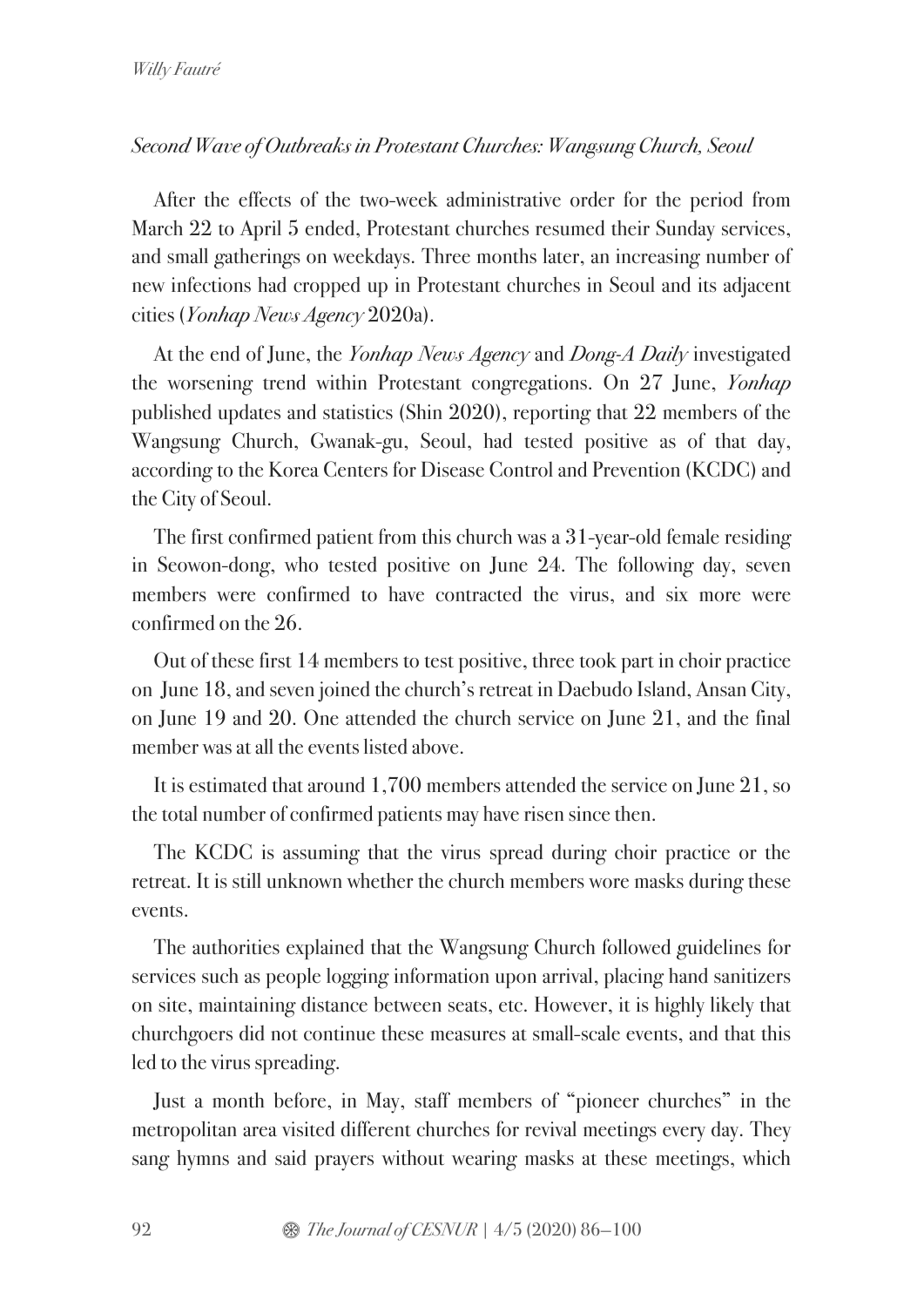### *Second Wave of Outbreaks in Protestant Churches: Wangsung Church, Seoul*

After the effects of the two-week administrative order for the period from March 22 to April 5 ended, Protestant churches resumed their Sunday services, and small gatherings on weekdays. Three months later, an increasing number of new infections had cropped up in Protestant churches in Seoul and its adjacent cities (*Yonhap News Agency* 2020a).

At the end of June, the *Yonhap News Agency* and *Dong-A Daily* investigated the worsening trend within Protestant congregations. On 27 June, *Yonhap* published updates and statistics (Shin 2020), reporting that 22 members of the Wangsung Church, Gwanak-gu, Seoul, had tested positive as of that day, according to the Korea Centers for Disease Control and Prevention (KCDC) and the City of Seoul.

The first confirmed patient from this church was a 31-year-old female residing in Seowon-dong, who tested positive on June 24. The following day, seven members were confirmed to have contracted the virus, and six more were confirmed on the 26.

Out of these first 14 members to test positive, three took part in choir practice on June 18, and seven joined the church's retreat in Daebudo Island, Ansan City, on June 19 and 20. One attended the church service on June 21, and the final member was at all the events listed above.

It is estimated that around 1,700 members attended the service on June 21, so the total number of confirmed patients may have risen since then.

The KCDC is assuming that the virus spread during choir practice or the retreat. It is still unknown whether the church members wore masks during these events.

The authorities explained that the Wangsung Church followed guidelines for services such as people logging information upon arrival, placing hand sanitizers on site, maintaining distance between seats, etc. However, it is highly likely that churchgoers did not continue these measures at small-scale events, and that this led to the virus spreading.

Just a month before, in May, staff members of "pioneer churches" in the metropolitan area visited different churches for revival meetings every day. They sang hymns and said prayers without wearing masks at these meetings, which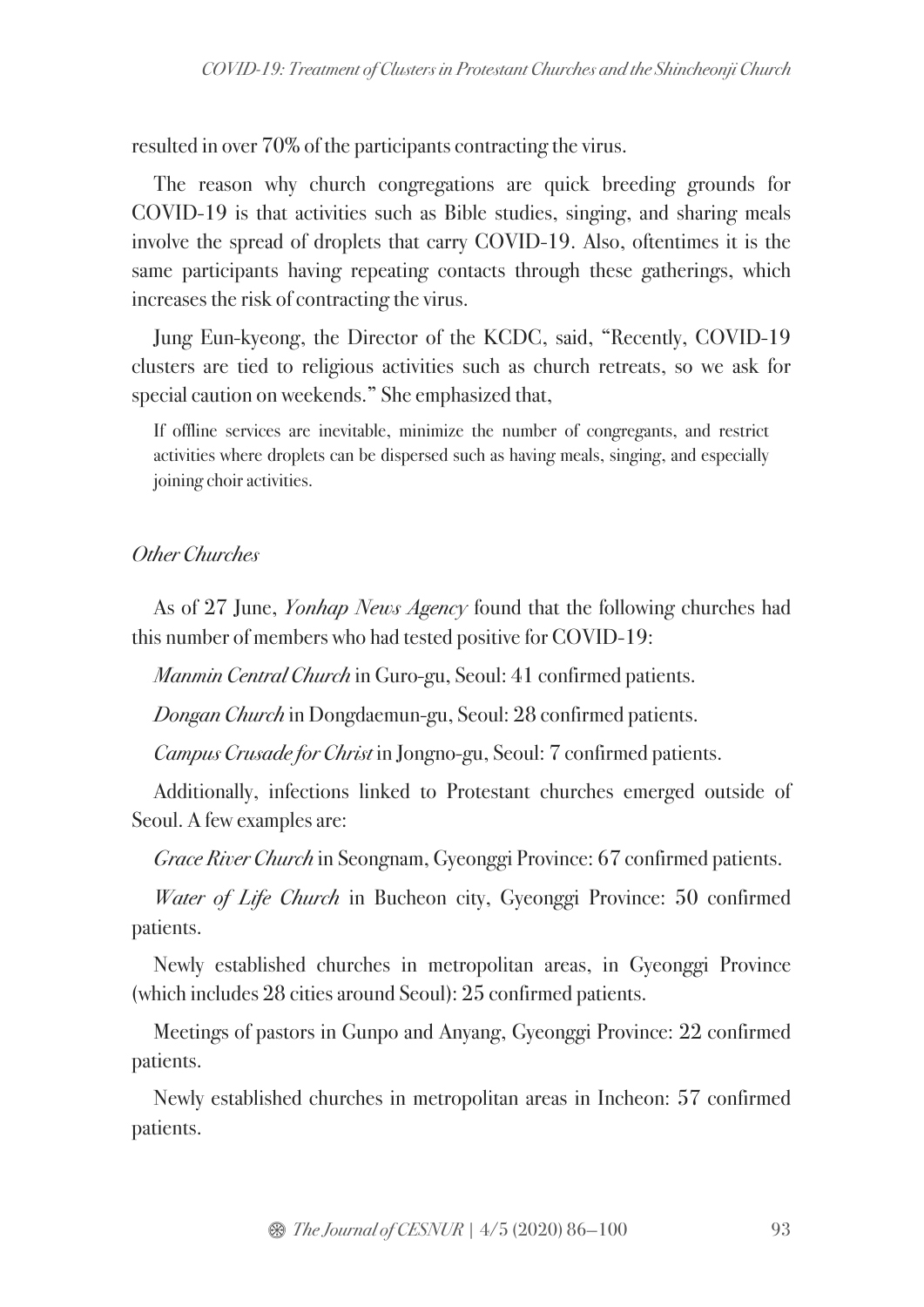resulted in over 70% of the participants contracting the virus.

The reason why church congregations are quick breeding grounds for COVID-19 is that activities such as Bible studies, singing, and sharing meals involve the spread of droplets that carry COVID-19. Also, oftentimes it is the same participants having repeating contacts through these gatherings, which increases the risk of contracting the virus.

Jung Eun-kyeong, the Director of the KCDC, said, "Recently, COVID-19 clusters are tied to religious activities such as church retreats, so we ask for special caution on weekends." She emphasized that,

> If offline services are inevitable, minimize the number of congregants, and restrict activities where droplets can be dispersed such as having meals, singing, and especially joining choir activities.

### *Other Churches*

As of 27 June, *Yonhap News Agency* found that the following churches had this number of members who had tested positive for COVID-19:

*Manmin Central Church* in Guro-gu, Seoul: 41 confirmed patients.

*Dongan Church* in Dongdaemun-gu, Seoul: 28 confirmed patients.

*Campus Crusade for Christ* in Jongno-gu, Seoul: 7 confirmed patients.

Additionally, infections linked to Protestant churches emerged outside of Seoul. A few examples are:

*Grace River Church* in Seongnam, Gyeonggi Province: 67 confirmed patients.

*Water of Life Church* in Bucheon city, Gyeonggi Province: 50 confirmed patients.

Newly established churches in metropolitan areas, in Gyeonggi Province (which includes 28 cities around Seoul): 25 confirmed patients.

Meetings of pastors in Gunpo and Anyang, Gyeonggi Province: 22 confirmed patients.

Newly established churches in metropolitan areas in Incheon: 57 confirmed patients.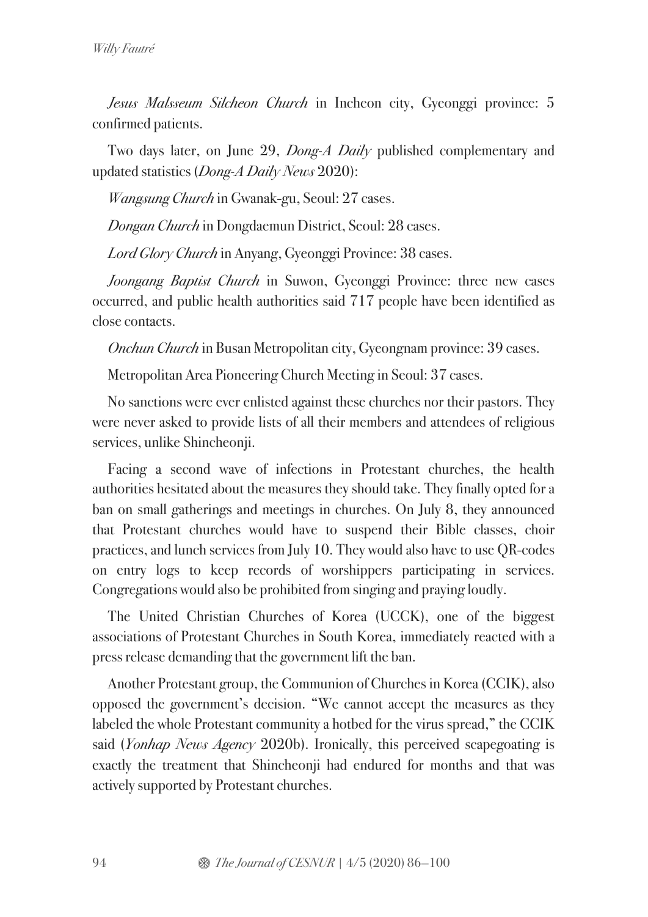*Jesus Malsseum Silcheon Church* in Incheon city, Gyeonggi province: 5 confirmed patients.

Two days later, on June 29, *Dong-A Daily* published complementary and updated statistics (*Dong-A Daily News* 2020):

*Wangsung Church* in Gwanak-gu, Seoul: 27 cases.

*Dongan Church* in Dongdaemun District, Seoul: 28 cases.

*Lord Glory Church* in Anyang, Gyeonggi Province: 38 cases.

*Joongang Baptist Church* in Suwon, Gyeonggi Province: three new cases occurred, and public health authorities said 717 people have been identified as close contacts.

*Onchun Church* in Busan Metropolitan city, Gyeongnam province: 39 cases.

Metropolitan Area Pioneering Church Meeting in Seoul: 37 cases.

No sanctions were ever enlisted against these churches nor their pastors. They were never asked to provide lists of all their members and attendees of religious services, unlike Shincheonji.

Facing a second wave of infections in Protestant churches, the health authorities hesitated about the measures they should take. They finally opted for a ban on small gatherings and meetings in churches. On July 8, they announced that Protestant churches would have to suspend their Bible classes, choir practices, and lunch services from July 10. They would also have to use QR-codes on entry logs to keep records of worshippers participating in services. Congregations would also be prohibited from singing and praying loudly.

The United Christian Churches of Korea (UCCK), one of the biggest associations of Protestant Churches in South Korea, immediately reacted with a press release demanding that the government lift the ban.

Another Protestant group, the Communion of Churches in Korea (CCIK), also opposed the government's decision. "We cannot accept the measures as they labeled the whole Protestant community a hotbed for the virus spread," the CCIK said (*Yonhap News Agency* 2020b). Ironically, this perceived scapegoating is exactly the treatment that Shincheonji had endured for months and that was actively supported by Protestant churches.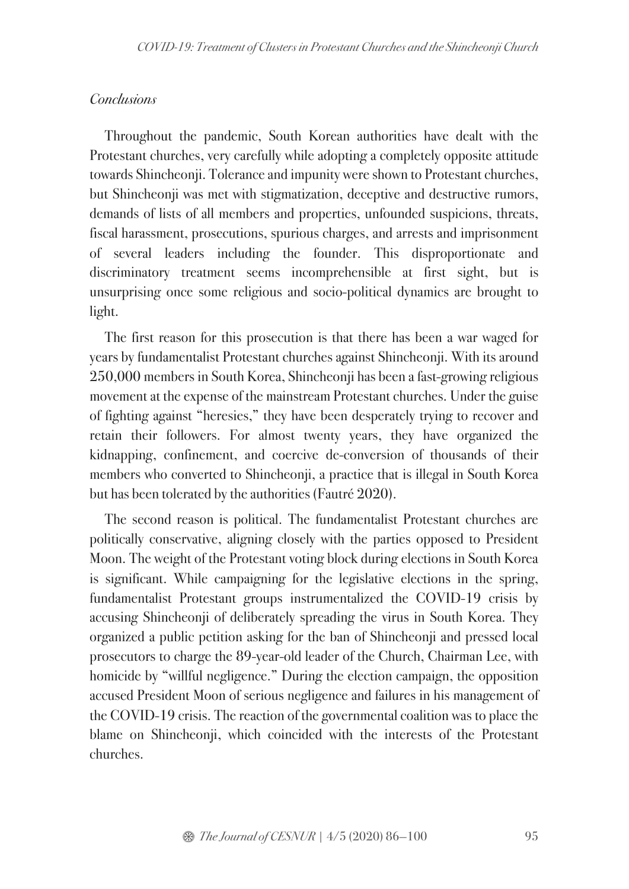*Conclusions*

Throughout the pandemic, South Korean authorities have dealt with the Protestant churches, very carefully while adopting a completely opposite attitude towards Shincheonji. Tolerance and impunity were shown to Protestant churches, but Shincheonji was met with stigmatization, deceptive and destructive rumors, demands of lists of all members and properties, unfounded suspicions, threats, fiscal harassment, prosecutions, spurious charges, and arrests and imprisonment of several leaders including the founder. This disproportionate and discriminatory treatment seems incomprehensible at first sight, but is unsurprising once some religious and socio-political dynamics are brought to light.

The first reason for this prosecution is that there has been a war waged for years by fundamentalist Protestant churches against Shincheonji. With its around 250,000 members in South Korea, Shincheonji has been a fast-growing religious movement at the expense of the mainstream Protestant churches. Under the guise of fighting against "heresies," they have been desperately trying to recover and retain their followers. For almost twenty years, they have organized the kidnapping, confinement, and coercive de-conversion of thousands of their members who converted to Shincheonji, a practice that is illegal in South Korea but has been tolerated by the authorities (Fautré 2020).

The second reason is political. The fundamentalist Protestant churches are politically conservative, aligning closely with the parties opposed to President Moon. The weight of the Protestant voting block during elections in South Korea is significant. While campaigning for the legislative elections in the spring, fundamentalist Protestant groups instrumentalized the COVID-19 crisis by accusing Shincheonji of deliberately spreading the virus in South Korea. They organized a public petition asking for the ban of Shincheonji and pressed local prosecutors to charge the 89-year-old leader of the Church, Chairman Lee, with homicide by "willful negligence." During the election campaign, the opposition accused President Moon of serious negligence and failures in his management of the COVID-19 crisis. The reaction of the governmental coalition was to place the blame on Shincheonji, which coincided with the interests of the Protestant churches.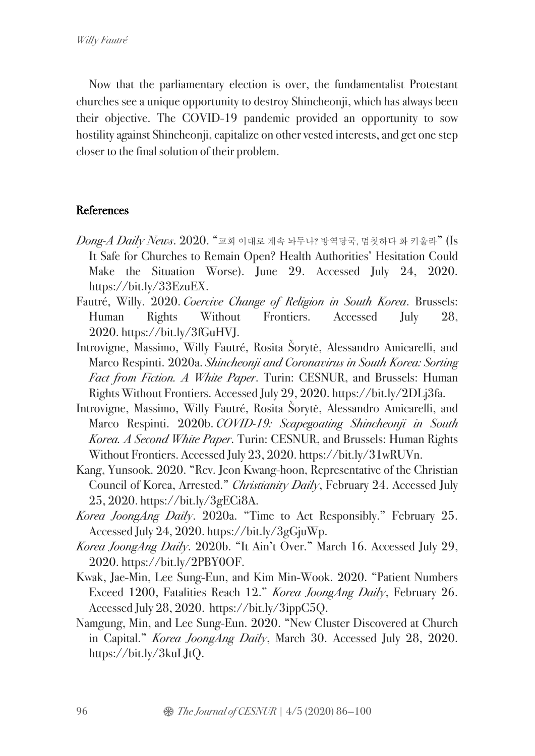Now that the parliamentary election is over, the fundamentalist Protestant churches see a unique opportunity to destroy Shincheonji, which has always been their objective. The COVID-19 pandemic provided an opportunity to sow hostility against Shincheonji, capitalize on other vested interests, and get one step closer to the final solution of their problem.

## References

*Dong-A Daily News*. 2020. "교회 이대로 계속 놔두나? 방역당국, 멈칫하다 화 키울라" (Is It Safe for Churches to Remain Open? Health Authorities' Hesitation Could Make the Situation Worse). June 29. Accessed July 24, 2020. https://bit.ly/33EzuEX.

Fautré, Willy. 2020. *Coercive Change of Religion in South Korea*. Brussels: Human Rights Without Frontiers. Accessed July 28, 2020. https://bit.ly/3fGuHVJ.

Introvigne, Massimo, Willy Fautré, Rosita Šorytė, Alessandro Amicarelli, and Marco Respinti. 2020a. *Shincheonji and Coronavirus in South Korea: Sorting Fact from Fiction. A White Paper*. Turin: CESNUR, and Brussels: Human Rights Without Frontiers. Accessed July 29, 2020. https://bit.ly/2DLj3fa.

Introvigne, Massimo, Willy Fautré, Rosita Šorytė, Alessandro Amicarelli, and Marco Respinti. 2020b. *COVID-19: Scapegoating Shincheonji in South Korea. A Second White Paper*. Turin: CESNUR, and Brussels: Human Rights Without Frontiers. Accessed July 23, 2020. https://bit.ly/31wRUVn.

Kang, Yunsook. 2020. "Rev. Jeon Kwang-hoon, Representative of the Christian Council of Korea, Arrested." *Christianity Daily*, February 24. Accessed July 25, 2020. https://bit.ly/3gECi8A.

*Korea JoongAng Daily*. 2020a. "Time to Act Responsibly." February 25. Accessed July 24, 2020. https://bit.ly/3gGjuWp.

*Korea JoongAng Daily*. 2020b. "It Ain't Over." March 16. Accessed July 29, 2020. https://bit.ly/2PBY0OF.

Kwak, Jae-Min, Lee Sung-Eun, and Kim Min-Wook. 2020. "Patient Numbers Exceed 1200, Fatalities Reach 12." *Korea JoongAng Daily*, February 26. Accessed July 28, 2020. https://bit.ly/3ippC5Q.

Namgung, Min, and Lee Sung-Eun. 2020. "New Cluster Discovered at Church in Capital." *Korea JoongAng Daily*, March 30. Accessed July 28, 2020. https://bit.ly/3kuLJtQ.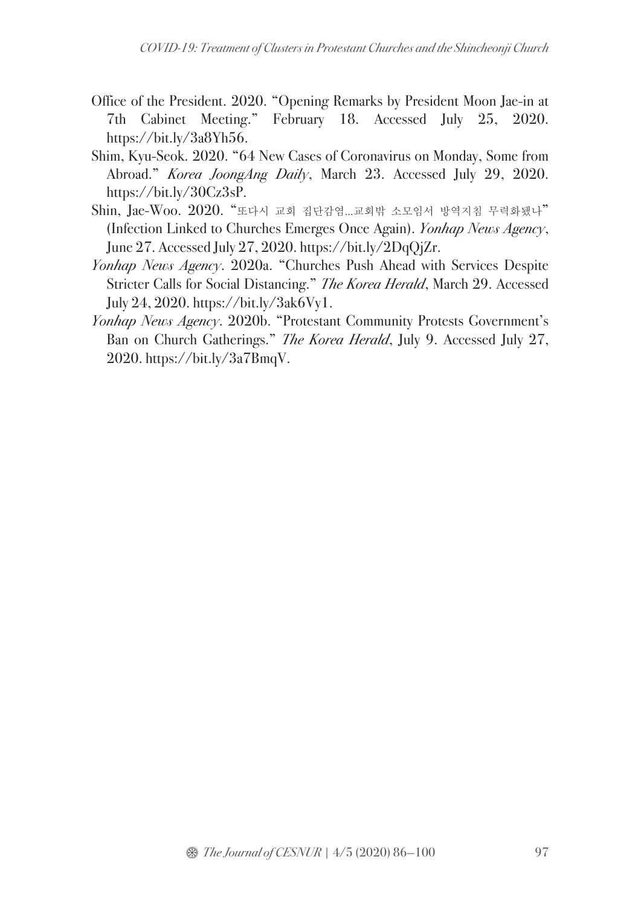Office of the President. 2020. "Opening Remarks by President Moon Jae-in at 7th Cabinet Meeting." February 18. Accessed July 25, 2020. https://bit.ly/3a8Yh56.

Shim, Kyu-Seok. 2020. "64 New Cases of Coronavirus on Monday, Some from Abroad." *Korea JoongAng Daily*, March 23. Accessed July 29, 2020. https://bit.ly/30Cz3sP.

Shin, Jae-Woo. 2020. "또다시 교회 집단감염...교회밖 소모임서 방역지침 무력화됐나" (Infection Linked to Churches Emerges Once Again). *Yonhap News Agency*, June 27. Accessed July 27, 2020. https://bit.ly/2DqQjZr.

*Yonhap News Agency*. 2020a. "Churches Push Ahead with Services Despite Stricter Calls for Social Distancing." *The Korea Herald*, March 29. Accessed July 24, 2020. https://bit.ly/3ak6Vy1.

*Yonhap News Agency*. 2020b. "Protestant Community Protests Government's Ban on Church Gatherings." *The Korea Herald*, July 9. Accessed July 27, 2020. https://bit.ly/3a7BmqV.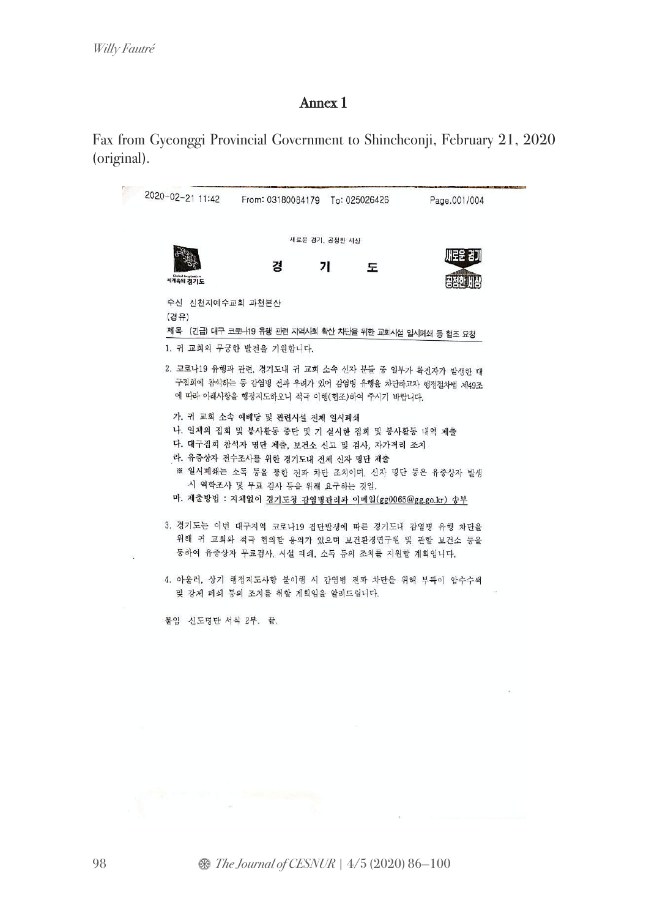## Annex 1

Fax from Gyeonggi Provincial Government to Shincheonji, February 21, 2020 (original).

2020-02-21 11:42 From: 03180084179 To: 025026426 Page.001/004

새로운 경기, 공정한 세상

Global Inspiration
세계속의 경기도

# 경 기 도

새로운 경기
공정한 세상

수신 신천지예수교회 과천본산

(경유)

제목 (긴급) 대구 코로나19 유행 관련 지역사회 확산 차단을 위한 교회시설 일시폐쇄 등 협조 요청

1. 귀 교회의 무궁한 발전을 기원합니다.

2. 코로나19 유행과 관련, 경기도내 귀 교회 소속 신자 분들 중 일부가 확진자가 발생한 대구집회에 참석하는 등 감염병 전파 우려가 있어 감염병 유행을 차단하고자 행정절차법 제49조에 따라 아래사항을 행정지도하오니 적극 이행(협조)하여 주시기 바랍니다.

가. 귀 교회 소속 예배당 및 관련시설 전체 일시폐쇄

나. 일체의 집회 및 봉사활동 중단 및 기 실시한 집회 및 봉사활동 내역 제출

다. 대구집회 참석자 명단 제출, 보건소 신고 및 검사, 자가격리 조치

라. 유증상자 전수조사를 위한 경기도내 전체 신자 명단 제출

※ 일시폐쇄는 소독 등을 통한 전파 차단 조치이며, 신자 명단 등은 유증상자 발생 시 역학조사 및 무료 검사 등을 위해 요구하는 것임.

마. 제출방법 : 지체없이 경기도청 감염병관리과 이메일(gg0065@gg.go.kr) 송부

3. 경기도는 이번 대구지역 코로나19 집단발생에 따른 경기도내 감염병 유행 차단을 위해 귀 교회와 적극 협의할 용의가 있으며 보건환경연구원 및 관할 보건소 등을 통하여 유증상자 무료검사, 시설 폐쇄, 소독 등의 조치를 지원할 계획입니다.

4. 아울러, 상기 행정지도사항 불이행 시 감염병 전파 차단을 위해 부득이 압수수색 및 강제 폐쇄 등의 조치를 취할 계획임을 알려드립니다.

붙임 신도명단 서식 2부. 끝.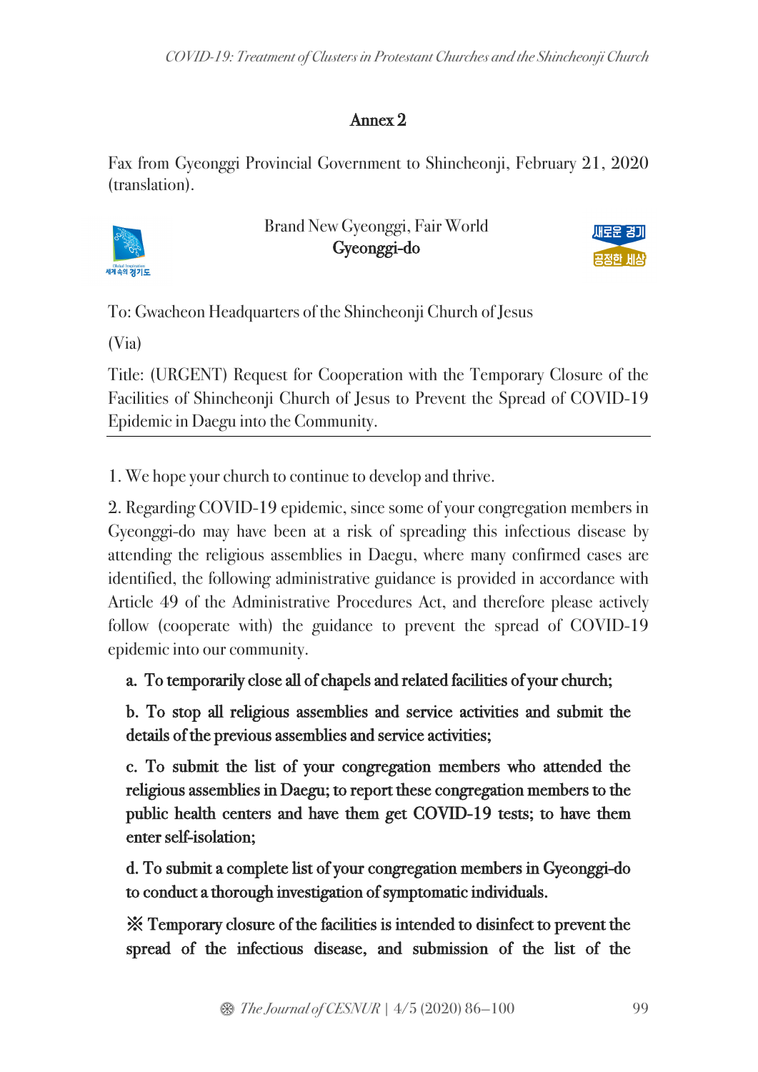## Annex 2

Fax from Gyeonggi Provincial Government to Shincheonji, February 21, 2020 (translation).

Brand New Gyeonggi, Fair World
**Gyeonggi-do**

To: Gwacheon Headquarters of the Shincheonji Church of Jesus

(Via)

Title: (URGENT) Request for Cooperation with the Temporary Closure of the Facilities of Shincheonji Church of Jesus to Prevent the Spread of COVID-19 Epidemic in Daegu into the Community.

1. We hope your church to continue to develop and thrive.

2. Regarding COVID-19 epidemic, since some of your congregation members in Gyeonggi-do may have been at a risk of spreading this infectious disease by attending the religious assemblies in Daegu, where many confirmed cases are identified, the following administrative guidance is provided in accordance with Article 49 of the Administrative Procedures Act, and therefore please actively follow (cooperate with) the guidance to prevent the spread of COVID-19 epidemic into our community.

**a. To temporarily close all of chapels and related facilities of your church;**

**b. To stop all religious assemblies and service activities and submit the details of the previous assemblies and service activities;**

**c. To submit the list of your congregation members who attended the religious assemblies in Daegu; to report these congregation members to the public health centers and have them get COVID-19 tests; to have them enter self-isolation;**

**d. To submit a complete list of your congregation members in Gyeonggi-do to conduct a thorough investigation of symptomatic individuals.**

**※ Temporary closure of the facilities is intended to disinfect to prevent the spread of the infectious disease, and submission of the list of the**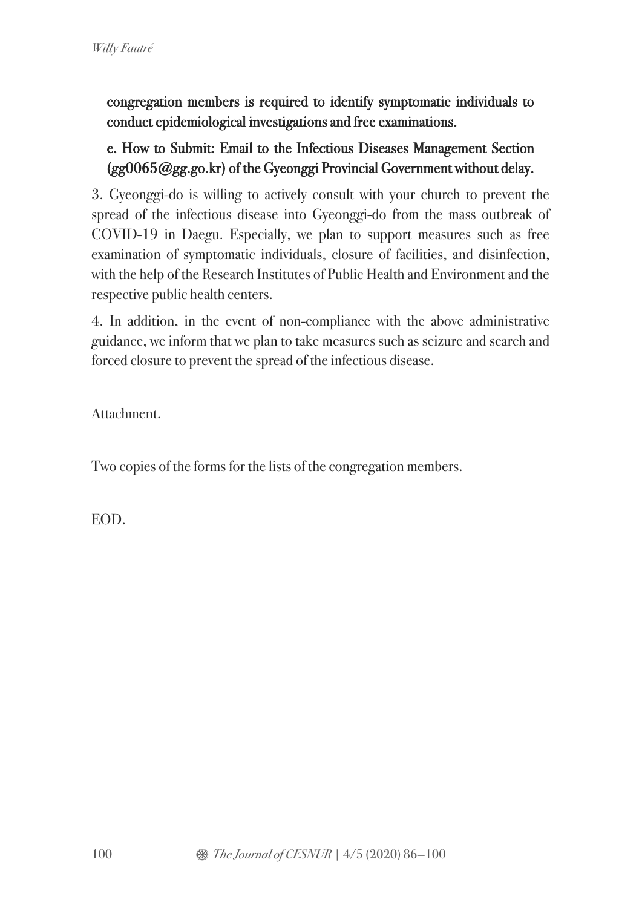congregation members is required to identify symptomatic individuals to conduct epidemiological investigations and free examinations.

e. How to Submit: Email to the Infectious Diseases Management Section (gg0065@gg.go.kr) of the Gyeonggi Provincial Government without delay.

3. Gyeonggi-do is willing to actively consult with your church to prevent the spread of the infectious disease into Gyeonggi-do from the mass outbreak of COVID-19 in Daegu. Especially, we plan to support measures such as free examination of symptomatic individuals, closure of facilities, and disinfection, with the help of the Research Institutes of Public Health and Environment and the respective public health centers.

4. In addition, in the event of non-compliance with the above administrative guidance, we inform that we plan to take measures such as seizure and search and forced closure to prevent the spread of the infectious disease.

Attachment.

Two copies of the forms for the lists of the congregation members.

EOD.